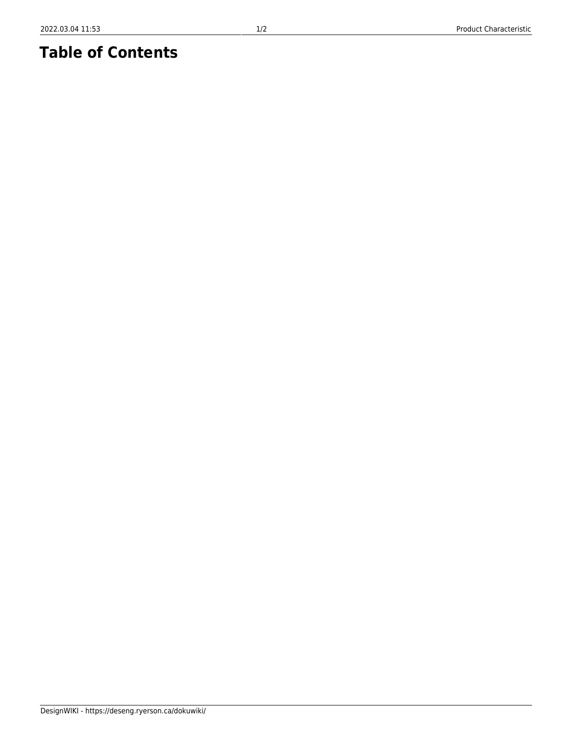# Table of Contents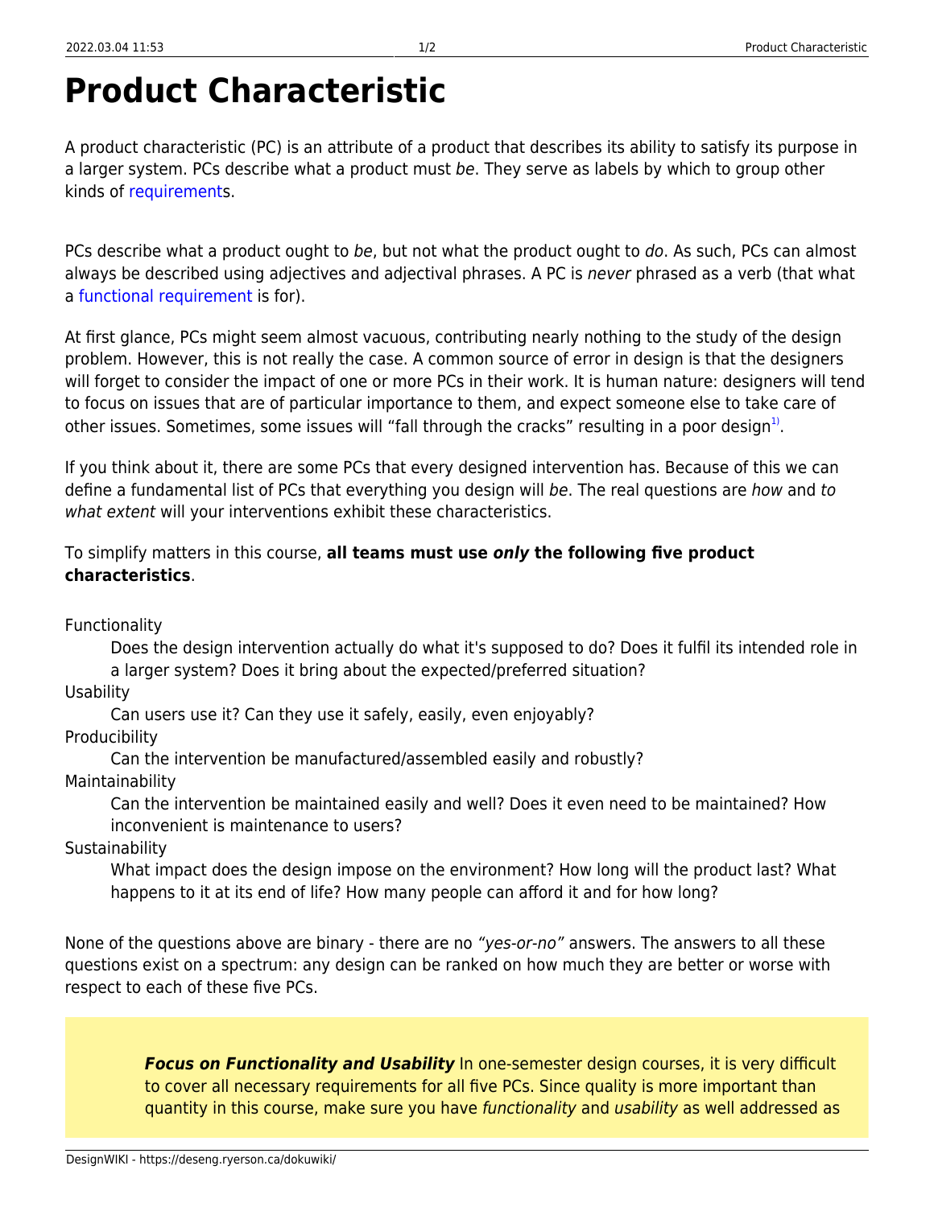# Product Characteristic

A product characteristic (PC) is an attribute of a product that describes its ability to satisfy its purpose in a larger system. PCs describe what a product must *be*. They serve as labels by which to group other kinds of requirements.

PCs describe what a product ought to *be*, but not what the product ought to *do*. As such, PCs can almost always be described using adjectives and adjectival phrases. A PC is *never* phrased as a verb (that what a functional requirement is for).

At first glance, PCs might seem almost vacuous, contributing nearly nothing to the study of the design problem. However, this is not really the case. A common source of error in design is that the designers will forget to consider the impact of one or more PCs in their work. It is human nature: designers will tend to focus on issues that are of particular importance to them, and expect someone else to take care of other issues. Sometimes, some issues will "fall through the cracks" resulting in a poor design[1].

If you think about it, there are some PCs that every designed intervention has. Because of this we can define a fundamental list of PCs that everything you design will *be*. The real questions are *how* and *to what extent* will your interventions exhibit these characteristics.

To simplify matters in this course, **all teams must use *only* the following five product characteristics**.

Functionality
: Does the design intervention actually do what it's supposed to do? Does it fulfil its intended role in a larger system? Does it bring about the expected/preferred situation?

Usability
: Can users use it? Can they use it safely, easily, even enjoyably?

Producibility
: Can the intervention be manufactured/assembled easily and robustly?

Maintainability
: Can the intervention be maintained easily and well? Does it even need to be maintained? How inconvenient is maintenance to users?

Sustainability
: What impact does the design impose on the environment? How long will the product last? What happens to it at its end of life? How many people can afford it and for how long?

None of the questions above are binary - there are no *"yes-or-no"* answers. The answers to all these questions exist on a spectrum: any design can be ranked on how much they are better or worse with respect to each of these five PCs.

> ***Focus on Functionality and Usability*** In one-semester design courses, it is very difficult to cover all necessary requirements for all five PCs. Since quality is more important than quantity in this course, make sure you have *functionality* and *usability* as well addressed as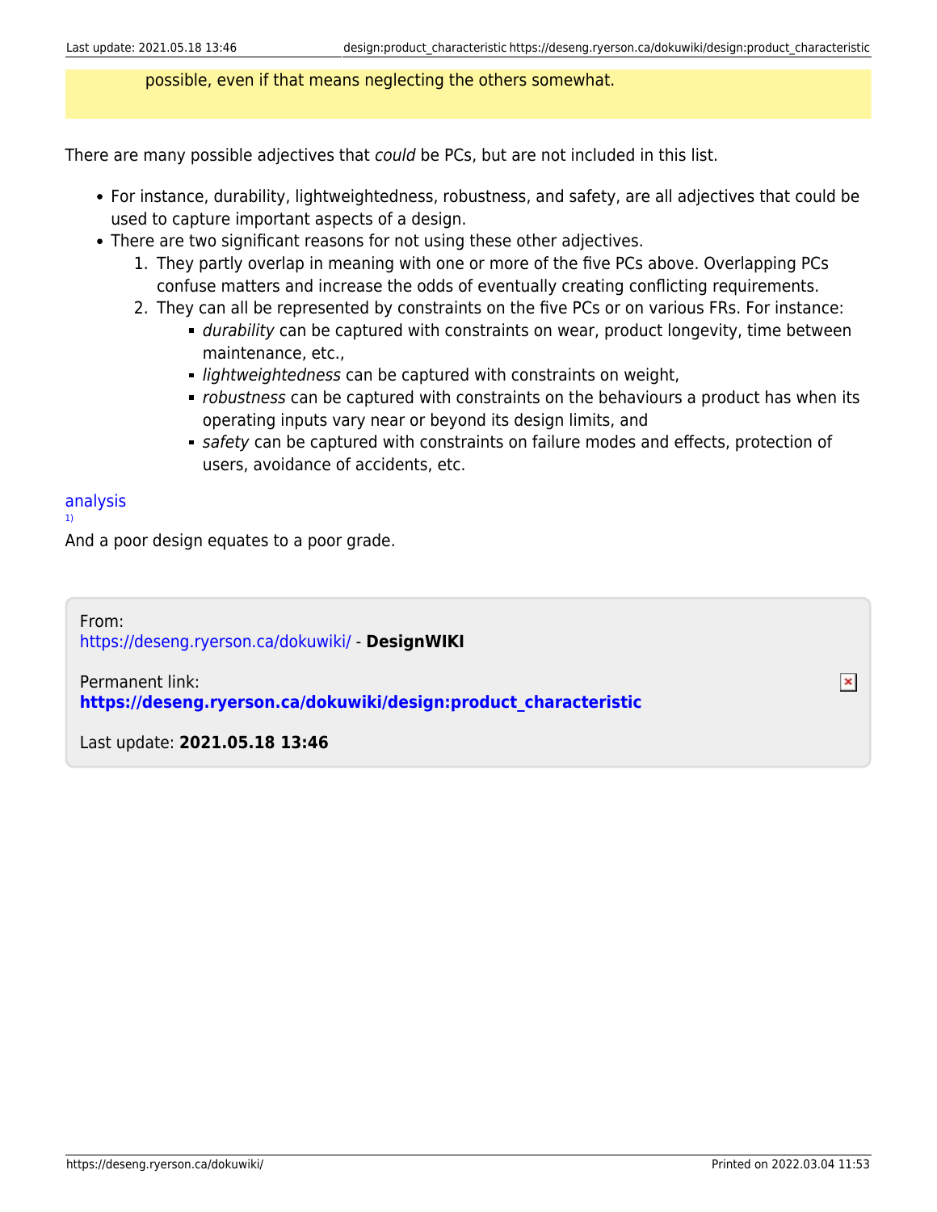possible, even if that means neglecting the others somewhat.

There are many possible adjectives that *could* be PCs, but are not included in this list.

- For instance, durability, lightweightedness, robustness, and safety, are all adjectives that could be used to capture important aspects of a design.
- There are two significant reasons for not using these other adjectives.
  1. They partly overlap in meaning with one or more of the five PCs above. Overlapping PCs confuse matters and increase the odds of eventually creating conflicting requirements.
  2. They can all be represented by constraints on the five PCs or on various FRs. For instance:
     - *durability* can be captured with constraints on wear, product longevity, time between maintenance, etc.,
     - *lightweightedness* can be captured with constraints on weight,
     - *robustness* can be captured with constraints on the behaviours a product has when its operating inputs vary near or beyond its design limits, and
     - *safety* can be captured with constraints on failure modes and effects, protection of users, avoidance of accidents, etc.

analysis

[1]

And a poor design equates to a poor grade.

From:
https://deseng.ryerson.ca/dokuwiki/ - **DesignWIKI**

Permanent link:
**https://deseng.ryerson.ca/dokuwiki/design:product_characteristic**

Last update: **2021.05.18 13:46**